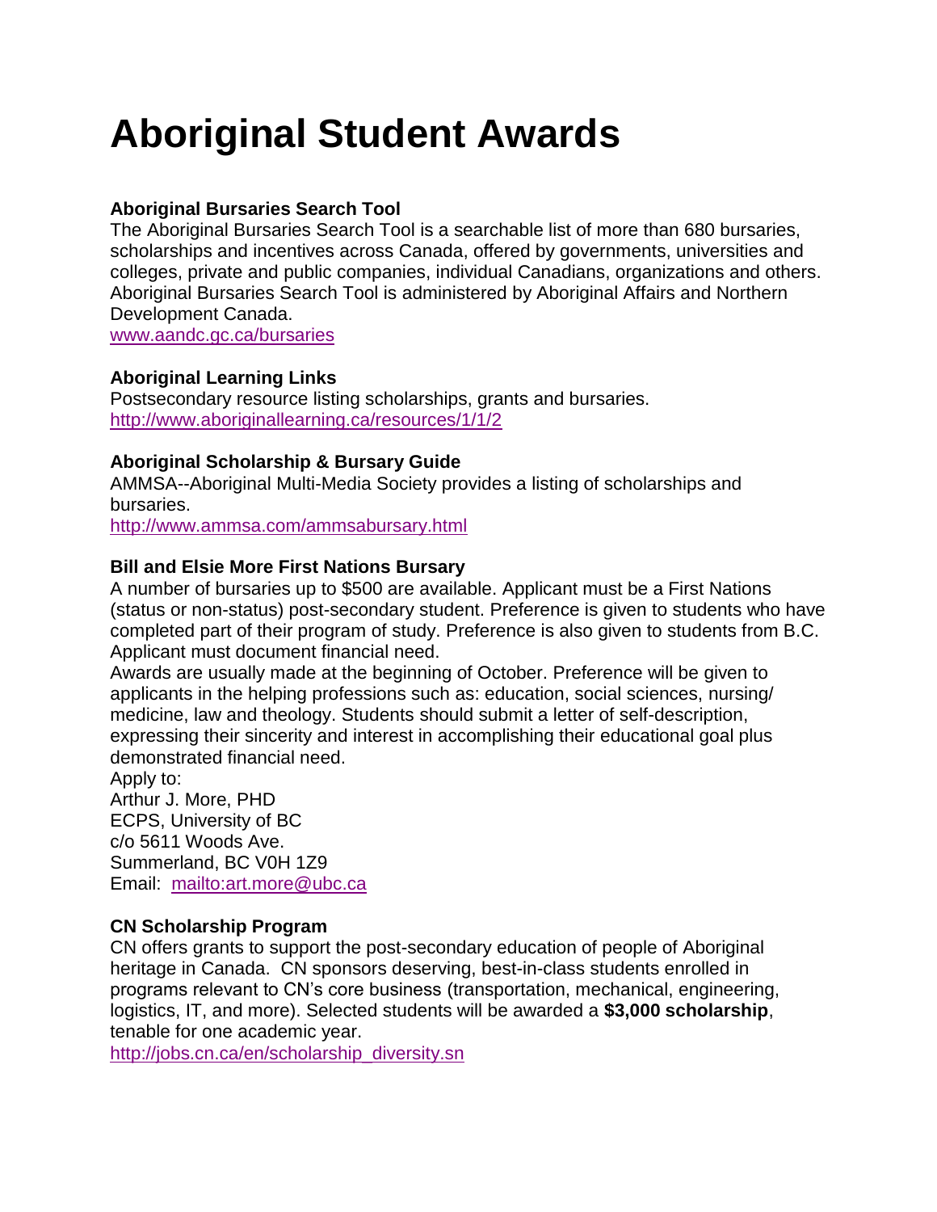# Aboriginal Student Awards

### Aboriginal Bursaries Search Tool

The Aboriginal Bursaries Search Tool is a searchable list of more than 680 bursaries, scholarships and incentives across Canada, offered by governments, universities and colleges, private and public companies, individual Canadians, organizations and others. Aboriginal Bursaries Search Tool is administered by Aboriginal Affairs and Northern Development Canada.
[www.aandc.gc.ca/bursaries](www.aandc.gc.ca/bursaries)

### Aboriginal Learning Links

Postsecondary resource listing scholarships, grants and bursaries.
[http://www.aboriginallearning.ca/resources/1/1/2](http://www.aboriginallearning.ca/resources/1/1/2)

### Aboriginal Scholarship & Bursary Guide

AMMSA--Aboriginal Multi-Media Society provides a listing of scholarships and bursaries.
[http://www.ammsa.com/ammsabursary.html](http://www.ammsa.com/ammsabursary.html)

### Bill and Elsie More First Nations Bursary

A number of bursaries up to $500 are available. Applicant must be a First Nations (status or non-status) post-secondary student. Preference is given to students who have completed part of their program of study. Preference is also given to students from B.C. Applicant must document financial need.

Awards are usually made at the beginning of October. Preference will be given to applicants in the helping professions such as: education, social sciences, nursing/ medicine, law and theology. Students should submit a letter of self-description, expressing their sincerity and interest in accomplishing their educational goal plus demonstrated financial need.

Apply to:
Arthur J. More, PHD
ECPS, University of BC
c/o 5611 Woods Ave.
Summerland, BC V0H 1Z9
Email: [mailto:art.more@ubc.ca](mailto:art.more@ubc.ca)

### CN Scholarship Program

CN offers grants to support the post-secondary education of people of Aboriginal heritage in Canada. CN sponsors deserving, best-in-class students enrolled in programs relevant to CN's core business (transportation, mechanical, engineering, logistics, IT, and more). Selected students will be awarded a **$3,000 scholarship**, tenable for one academic year.
[http://jobs.cn.ca/en/scholarship_diversity.sn](http://jobs.cn.ca/en/scholarship_diversity.sn)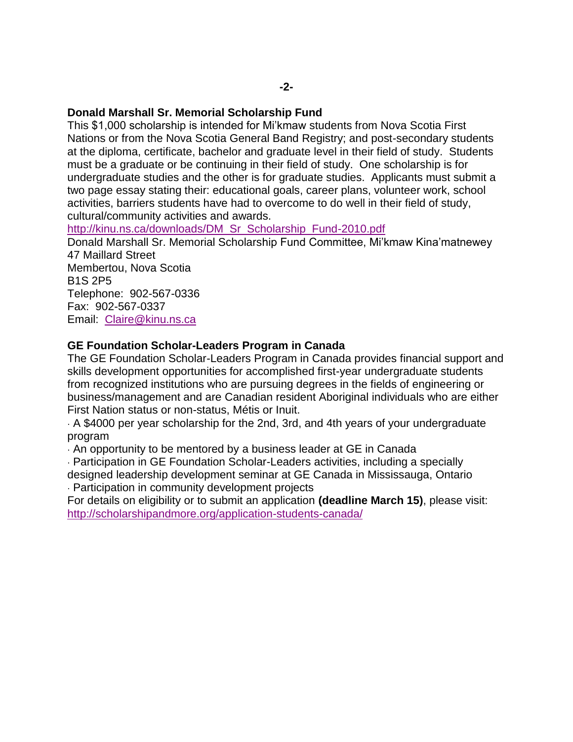### Donald Marshall Sr. Memorial Scholarship Fund

This $1,000 scholarship is intended for Mi'kmaw students from Nova Scotia First Nations or from the Nova Scotia General Band Registry; and post-secondary students at the diploma, certificate, bachelor and graduate level in their field of study. Students must be a graduate or be continuing in their field of study. One scholarship is for undergraduate studies and the other is for graduate studies. Applicants must submit a two page essay stating their: educational goals, career plans, volunteer work, school activities, barriers students have had to overcome to do well in their field of study, cultural/community activities and awards.

http://kinu.ns.ca/downloads/DM_Sr_Scholarship_Fund-2010.pdf

Donald Marshall Sr. Memorial Scholarship Fund Committee, Mi'kmaw Kina'matnewey
47 Maillard Street
Membertou, Nova Scotia
B1S 2P5
Telephone: 902-567-0336
Fax: 902-567-0337
Email: Claire@kinu.ns.ca

### GE Foundation Scholar-Leaders Program in Canada

The GE Foundation Scholar-Leaders Program in Canada provides financial support and skills development opportunities for accomplished first-year undergraduate students from recognized institutions who are pursuing degrees in the fields of engineering or business/management and are Canadian resident Aboriginal individuals who are either First Nation status or non-status, Métis or Inuit.

- A $4000 per year scholarship for the 2nd, 3rd, and 4th years of your undergraduate program
- An opportunity to be mentored by a business leader at GE in Canada
- Participation in GE Foundation Scholar-Leaders activities, including a specially designed leadership development seminar at GE Canada in Mississauga, Ontario
- Participation in community development projects

For details on eligibility or to submit an application **(deadline March 15)**, please visit: http://scholarshipandmore.org/application-students-canada/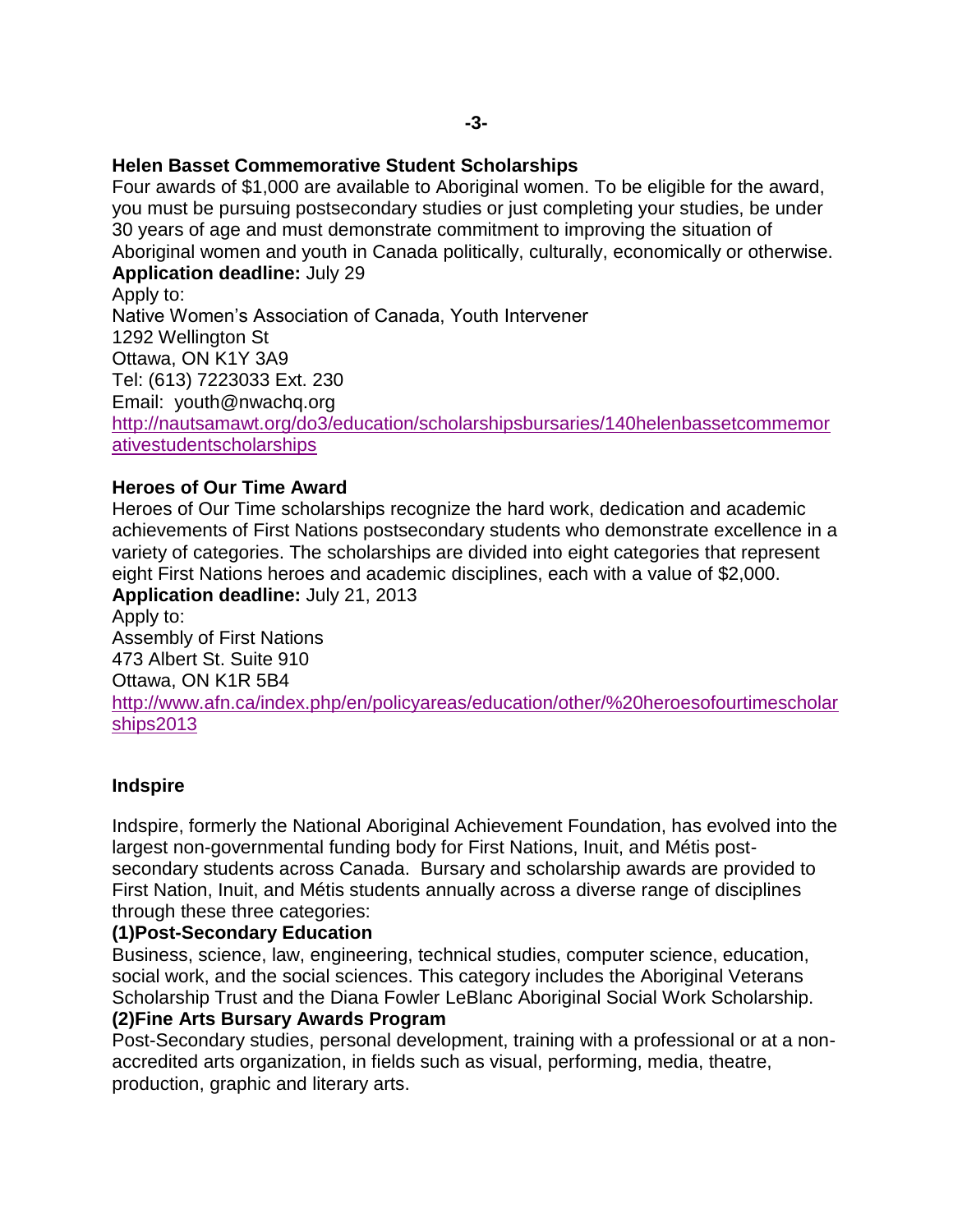### Helen Basset Commemorative Student Scholarships

Four awards of $1,000 are available to Aboriginal women. To be eligible for the award, you must be pursuing postsecondary studies or just completing your studies, be under 30 years of age and must demonstrate commitment to improving the situation of Aboriginal women and youth in Canada politically, culturally, economically or otherwise.

**Application deadline:** July 29

Apply to:
Native Women's Association of Canada, Youth Intervener
1292 Wellington St
Ottawa, ON K1Y 3A9
Tel: (613) 7223033 Ext. 230
Email: youth@nwachq.org
http://nautsamawt.org/do3/education/scholarshipsbursaries/140helenbassetcommemorativestudentscholarships

### Heroes of Our Time Award

Heroes of Our Time scholarships recognize the hard work, dedication and academic achievements of First Nations postsecondary students who demonstrate excellence in a variety of categories. The scholarships are divided into eight categories that represent eight First Nations heroes and academic disciplines, each with a value of $2,000.

**Application deadline:** July 21, 2013

Apply to:
Assembly of First Nations
473 Albert St. Suite 910
Ottawa, ON K1R 5B4
http://www.afn.ca/index.php/en/policyareas/education/other/%20heroesofourtimescholarships2013

### Indspire

Indspire, formerly the National Aboriginal Achievement Foundation, has evolved into the largest non-governmental funding body for First Nations, Inuit, and Métis post-secondary students across Canada. Bursary and scholarship awards are provided to First Nation, Inuit, and Métis students annually across a diverse range of disciplines through these three categories:

**(1)Post-Secondary Education**

Business, science, law, engineering, technical studies, computer science, education, social work, and the social sciences. This category includes the Aboriginal Veterans Scholarship Trust and the Diana Fowler LeBlanc Aboriginal Social Work Scholarship.

**(2)Fine Arts Bursary Awards Program**

Post-Secondary studies, personal development, training with a professional or at a non-accredited arts organization, in fields such as visual, performing, media, theatre, production, graphic and literary arts.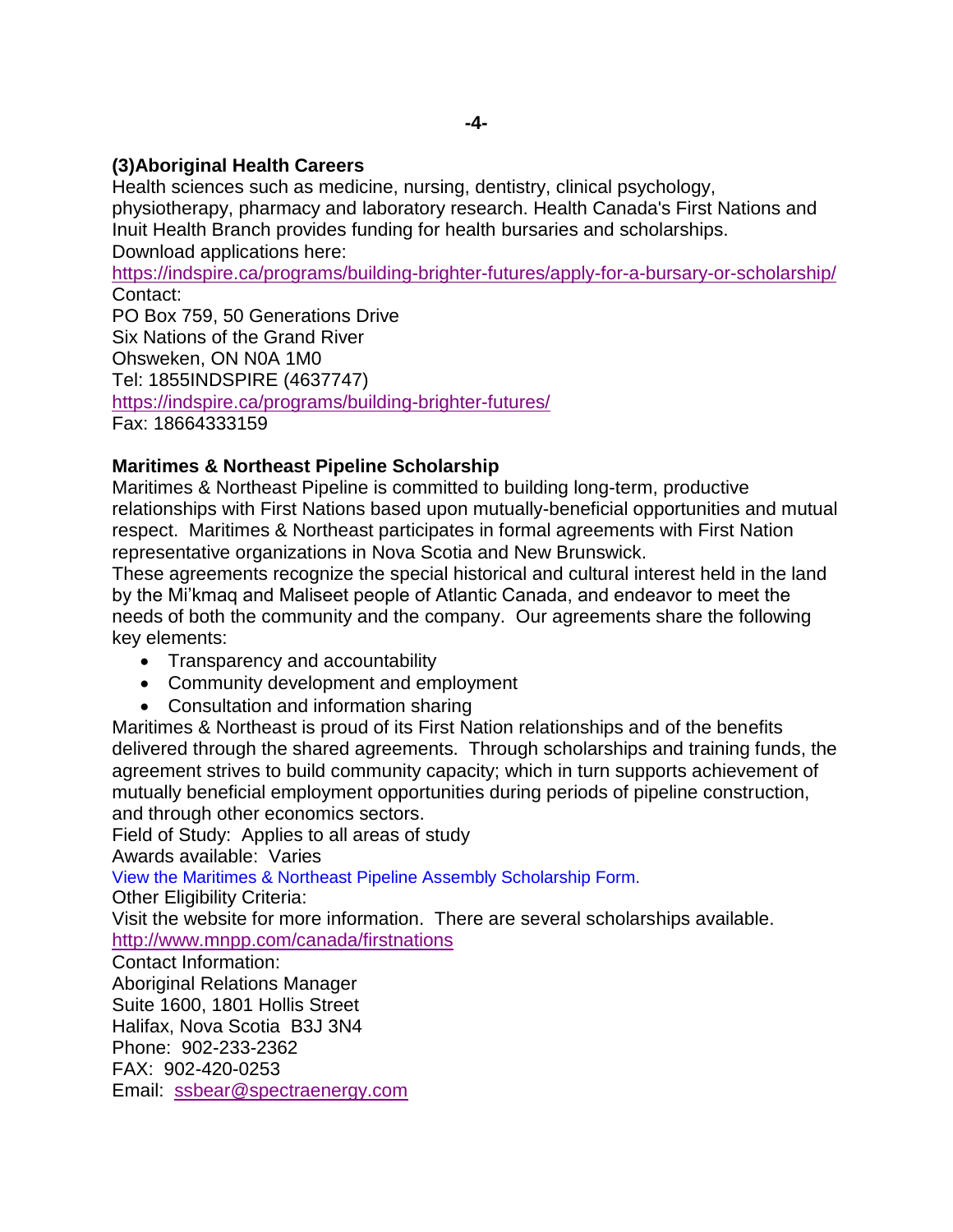### (3)Aboriginal Health Careers

Health sciences such as medicine, nursing, dentistry, clinical psychology, physiotherapy, pharmacy and laboratory research. Health Canada's First Nations and Inuit Health Branch provides funding for health bursaries and scholarships.
Download applications here:
https://indspire.ca/programs/building-brighter-futures/apply-for-a-bursary-or-scholarship/
Contact:
PO Box 759, 50 Generations Drive
Six Nations of the Grand River
Ohsweken, ON N0A 1M0
Tel: 1855INDSPIRE (4637747)
https://indspire.ca/programs/building-brighter-futures/
Fax: 18664333159

### Maritimes & Northeast Pipeline Scholarship

Maritimes & Northeast Pipeline is committed to building long-term, productive relationships with First Nations based upon mutually-beneficial opportunities and mutual respect. Maritimes & Northeast participates in formal agreements with First Nation representative organizations in Nova Scotia and New Brunswick.
These agreements recognize the special historical and cultural interest held in the land by the Mi'kmaq and Maliseet people of Atlantic Canada, and endeavor to meet the needs of both the community and the company. Our agreements share the following key elements:

- Transparency and accountability
- Community development and employment
- Consultation and information sharing

Maritimes & Northeast is proud of its First Nation relationships and of the benefits delivered through the shared agreements. Through scholarships and training funds, the agreement strives to build community capacity; which in turn supports achievement of mutually beneficial employment opportunities during periods of pipeline construction, and through other economics sectors.
Field of Study: Applies to all areas of study
Awards available: Varies
View the Maritimes & Northeast Pipeline Assembly Scholarship Form.
Other Eligibility Criteria:
Visit the website for more information. There are several scholarships available.
http://www.mnpp.com/canada/firstnations
Contact Information:
Aboriginal Relations Manager
Suite 1600, 1801 Hollis Street
Halifax, Nova Scotia B3J 3N4
Phone: 902-233-2362
FAX: 902-420-0253
Email: ssbear@spectraenergy.com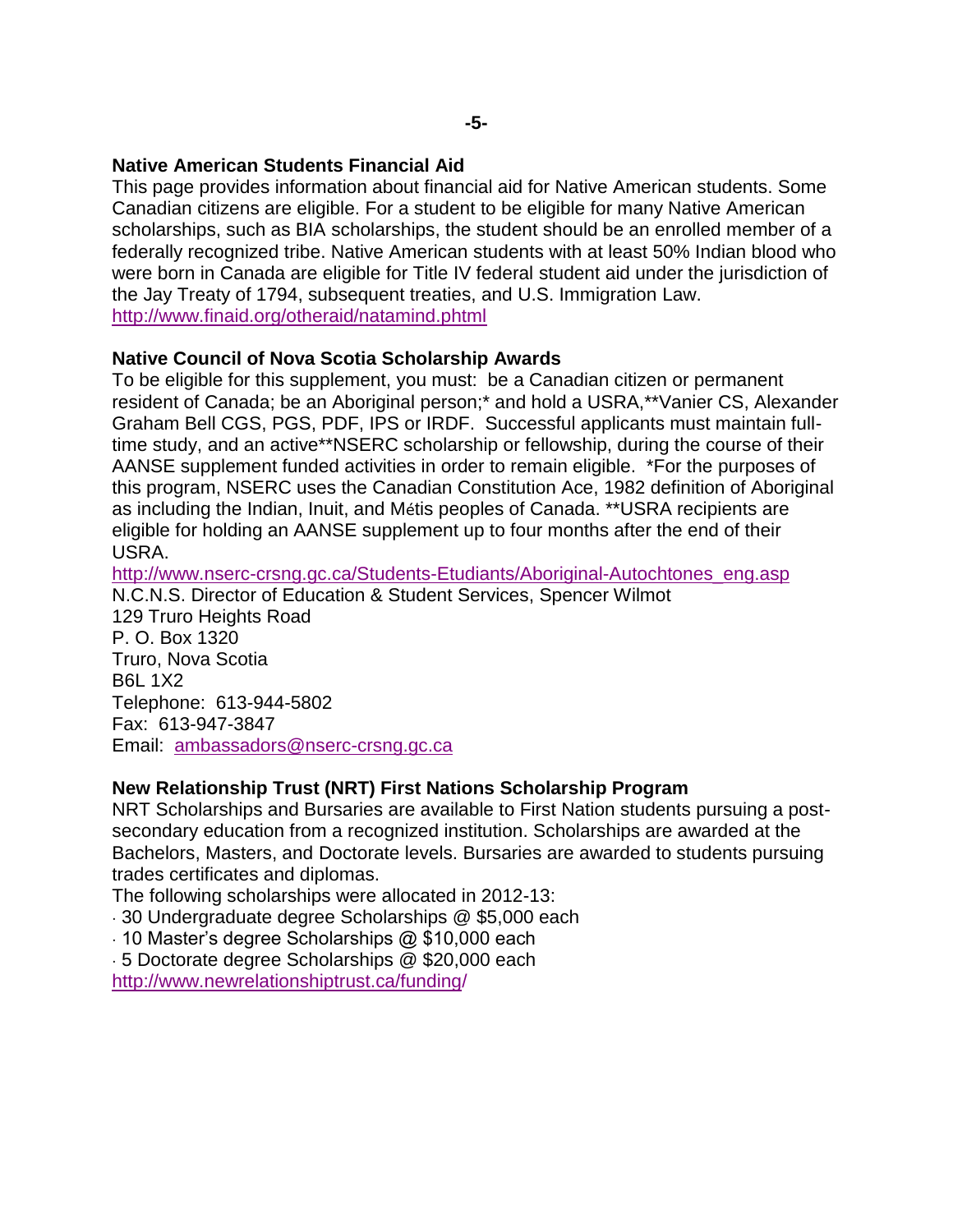**Native American Students Financial Aid**

This page provides information about financial aid for Native American students. Some Canadian citizens are eligible. For a student to be eligible for many Native American scholarships, such as BIA scholarships, the student should be an enrolled member of a federally recognized tribe. Native American students with at least 50% Indian blood who were born in Canada are eligible for Title IV federal student aid under the jurisdiction of the Jay Treaty of 1794, subsequent treaties, and U.S. Immigration Law.
http://www.finaid.org/otheraid/natamind.phtml

**Native Council of Nova Scotia Scholarship Awards**

To be eligible for this supplement, you must: be a Canadian citizen or permanent resident of Canada; be an Aboriginal person;* and hold a USRA,**Vanier CS, Alexander Graham Bell CGS, PGS, PDF, IPS or IRDF. Successful applicants must maintain full-time study, and an active**NSERC scholarship or fellowship, during the course of their AANSE supplement funded activities in order to remain eligible. *For the purposes of this program, NSERC uses the Canadian Constitution Ace, 1982 definition of Aboriginal as including the Indian, Inuit, and Métis peoples of Canada. **USRA recipients are eligible for holding an AANSE supplement up to four months after the end of their USRA.
http://www.nserc-crsng.gc.ca/Students-Etudiants/Aboriginal-Autochtones_eng.asp
N.C.N.S. Director of Education & Student Services, Spencer Wilmot
129 Truro Heights Road
P. O. Box 1320
Truro, Nova Scotia
B6L 1X2
Telephone: 613-944-5802
Fax: 613-947-3847
Email: ambassadors@nserc-crsng.gc.ca

**New Relationship Trust (NRT) First Nations Scholarship Program**

NRT Scholarships and Bursaries are available to First Nation students pursuing a post-secondary education from a recognized institution. Scholarships are awarded at the Bachelors, Masters, and Doctorate levels. Bursaries are awarded to students pursuing trades certificates and diplomas.
The following scholarships were allocated in 2012-13:

- 30 Undergraduate degree Scholarships @ $5,000 each
- 10 Master's degree Scholarships @ $10,000 each
- 5 Doctorate degree Scholarships @ $20,000 each

http://www.newrelationshiptrust.ca/funding/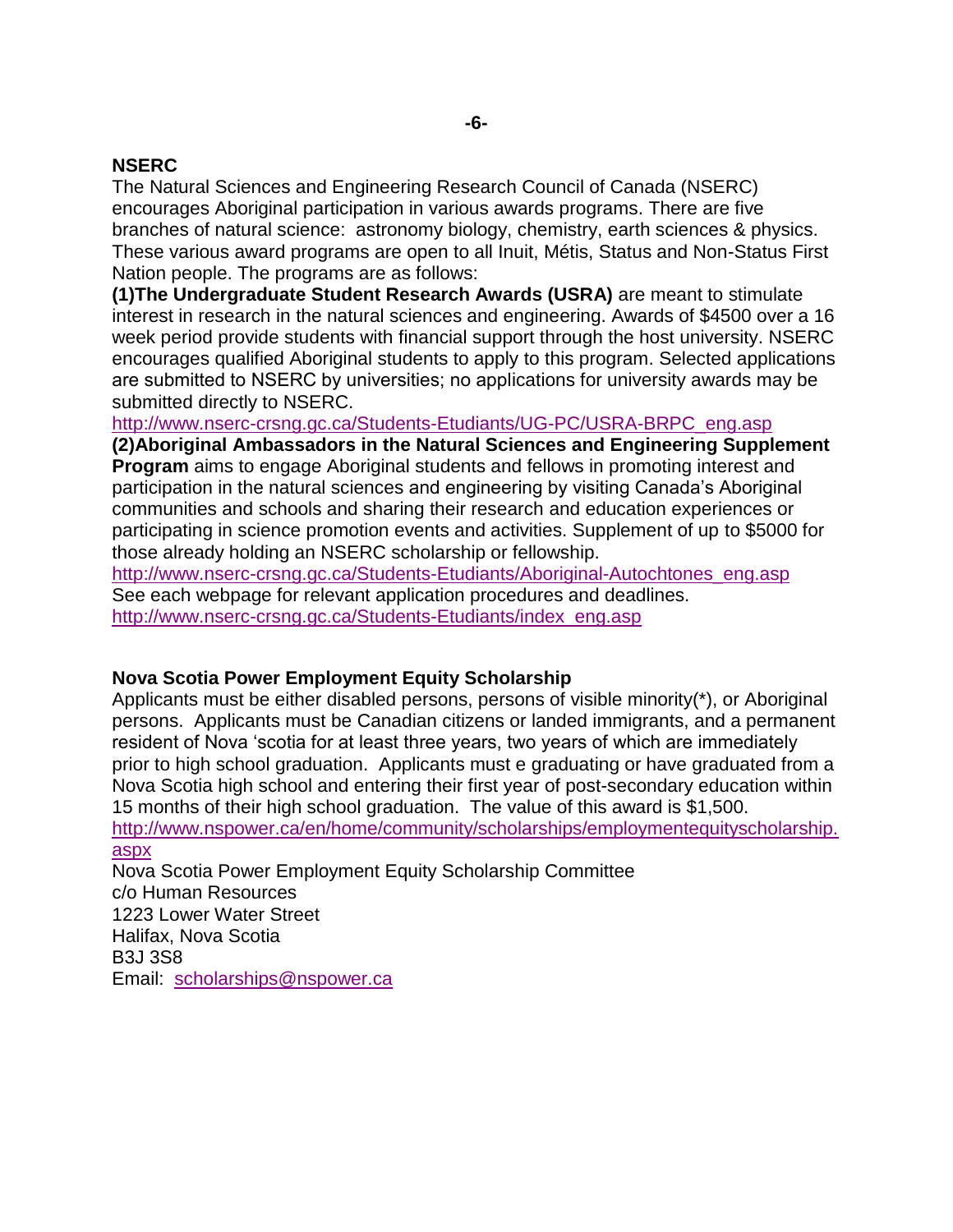## NSERC

The Natural Sciences and Engineering Research Council of Canada (NSERC) encourages Aboriginal participation in various awards programs. There are five branches of natural science: astronomy biology, chemistry, earth sciences & physics. These various award programs are open to all Inuit, Métis, Status and Non-Status First Nation people. The programs are as follows:

**(1)The Undergraduate Student Research Awards (USRA)** are meant to stimulate interest in research in the natural sciences and engineering. Awards of $4500 over a 16 week period provide students with financial support through the host university. NSERC encourages qualified Aboriginal students to apply to this program. Selected applications are submitted to NSERC by universities; no applications for university awards may be submitted directly to NSERC.
http://www.nserc-crsng.gc.ca/Students-Etudiants/UG-PC/USRA-BRPC_eng.asp

**(2)Aboriginal Ambassadors in the Natural Sciences and Engineering Supplement Program** aims to engage Aboriginal students and fellows in promoting interest and participation in the natural sciences and engineering by visiting Canada's Aboriginal communities and schools and sharing their research and education experiences or participating in science promotion events and activities. Supplement of up to $5000 for those already holding an NSERC scholarship or fellowship.
http://www.nserc-crsng.gc.ca/Students-Etudiants/Aboriginal-Autochtones_eng.asp
See each webpage for relevant application procedures and deadlines.
http://www.nserc-crsng.gc.ca/Students-Etudiants/index_eng.asp

## Nova Scotia Power Employment Equity Scholarship

Applicants must be either disabled persons, persons of visible minority(*), or Aboriginal persons. Applicants must be Canadian citizens or landed immigrants, and a permanent resident of Nova 'scotia for at least three years, two years of which are immediately prior to high school graduation. Applicants must e graduating or have graduated from a Nova Scotia high school and entering their first year of post-secondary education within 15 months of their high school graduation. The value of this award is $1,500.
http://www.nspower.ca/en/home/community/scholarships/employmentequityscholarship.aspx

Nova Scotia Power Employment Equity Scholarship Committee
c/o Human Resources
1223 Lower Water Street
Halifax, Nova Scotia
B3J 3S8
Email: scholarships@nspower.ca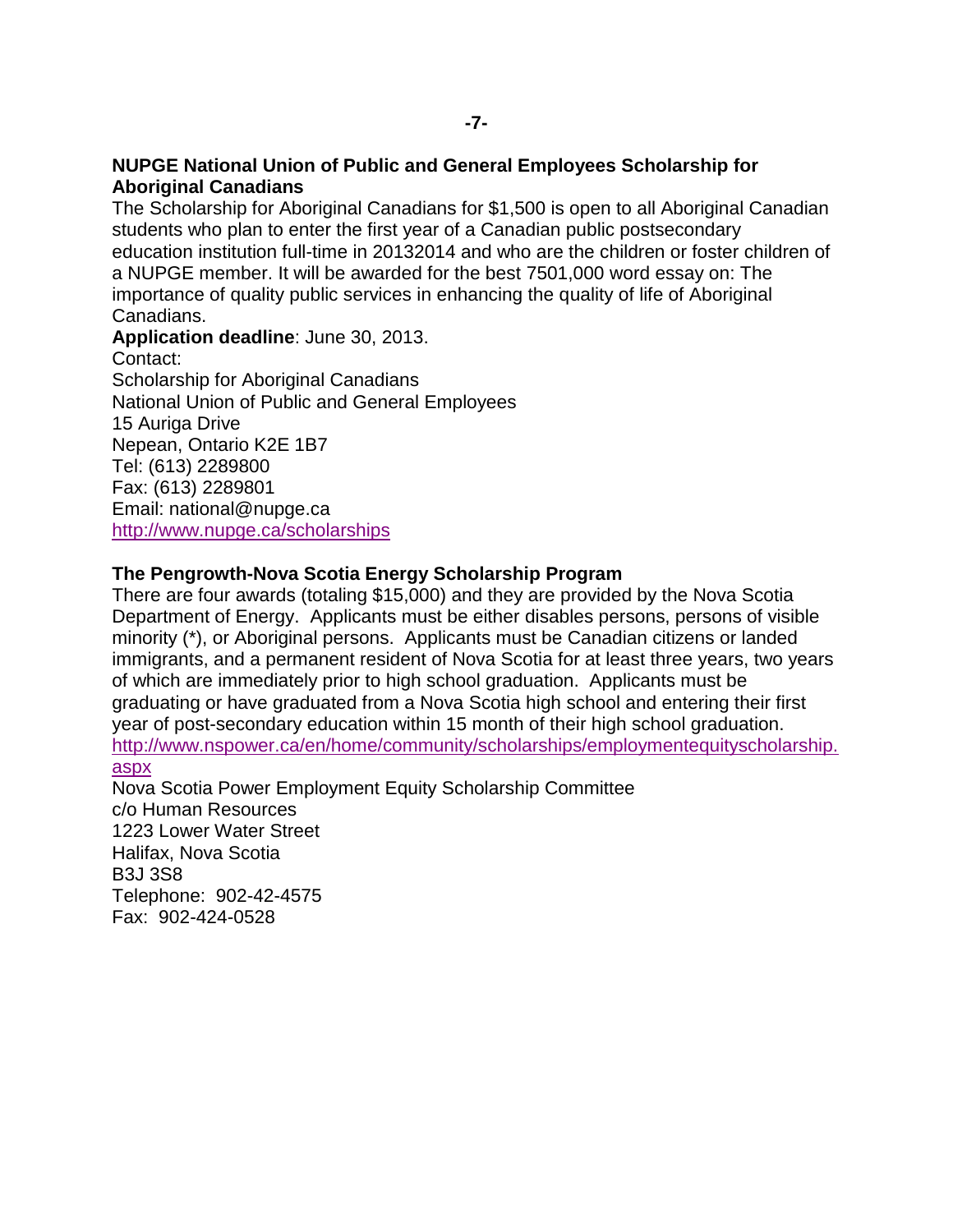### NUPGE National Union of Public and General Employees Scholarship for Aboriginal Canadians

The Scholarship for Aboriginal Canadians for $1,500 is open to all Aboriginal Canadian students who plan to enter the first year of a Canadian public postsecondary education institution full-time in 20132014 and who are the children or foster children of a NUPGE member. It will be awarded for the best 7501,000 word essay on: The importance of quality public services in enhancing the quality of life of Aboriginal Canadians.

**Application deadline**: June 30, 2013.

Contact:
Scholarship for Aboriginal Canadians
National Union of Public and General Employees
15 Auriga Drive
Nepean, Ontario K2E 1B7
Tel: (613) 2289800
Fax: (613) 2289801
Email: national@nupge.ca
http://www.nupge.ca/scholarships

### The Pengrowth-Nova Scotia Energy Scholarship Program

There are four awards (totaling $15,000) and they are provided by the Nova Scotia Department of Energy. Applicants must be either disables persons, persons of visible minority (*), or Aboriginal persons. Applicants must be Canadian citizens or landed immigrants, and a permanent resident of Nova Scotia for at least three years, two years of which are immediately prior to high school graduation. Applicants must be graduating or have graduated from a Nova Scotia high school and entering their first year of post-secondary education within 15 month of their high school graduation.
http://www.nspower.ca/en/home/community/scholarships/employmentequityscholarship.aspx

Nova Scotia Power Employment Equity Scholarship Committee
c/o Human Resources
1223 Lower Water Street
Halifax, Nova Scotia
B3J 3S8
Telephone: 902-42-4575
Fax: 902-424-0528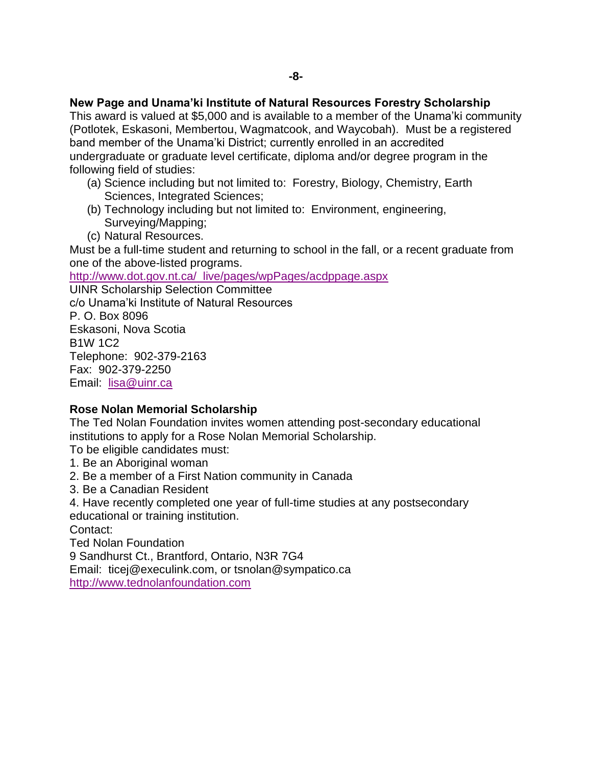**New Page and Unama'ki Institute of Natural Resources Forestry Scholarship**

This award is valued at $5,000 and is available to a member of the Unama'ki community (Potlotek, Eskasoni, Membertou, Wagmatcook, and Waycobah). Must be a registered band member of the Unama'ki District; currently enrolled in an accredited undergraduate or graduate level certificate, diploma and/or degree program in the following field of studies:

(a) Science including but not limited to: Forestry, Biology, Chemistry, Earth Sciences, Integrated Sciences;
(b) Technology including but not limited to: Environment, engineering, Surveying/Mapping;
(c) Natural Resources.

Must be a full-time student and returning to school in the fall, or a recent graduate from one of the above-listed programs.

http://www.dot.gov.nt.ca/_live/pages/wpPages/acdppage.aspx

UINR Scholarship Selection Committee
c/o Unama'ki Institute of Natural Resources
P. O. Box 8096
Eskasoni, Nova Scotia
B1W 1C2
Telephone: 902-379-2163
Fax: 902-379-2250
Email: lisa@uinr.ca

**Rose Nolan Memorial Scholarship**

The Ted Nolan Foundation invites women attending post-secondary educational institutions to apply for a Rose Nolan Memorial Scholarship.

To be eligible candidates must:

1. Be an Aboriginal woman
2. Be a member of a First Nation community in Canada
3. Be a Canadian Resident
4. Have recently completed one year of full-time studies at any postsecondary educational or training institution.

Contact:
Ted Nolan Foundation
9 Sandhurst Ct., Brantford, Ontario, N3R 7G4
Email: ticej@execulink.com, or tsnolan@sympatico.ca
http://www.tednolanfoundation.com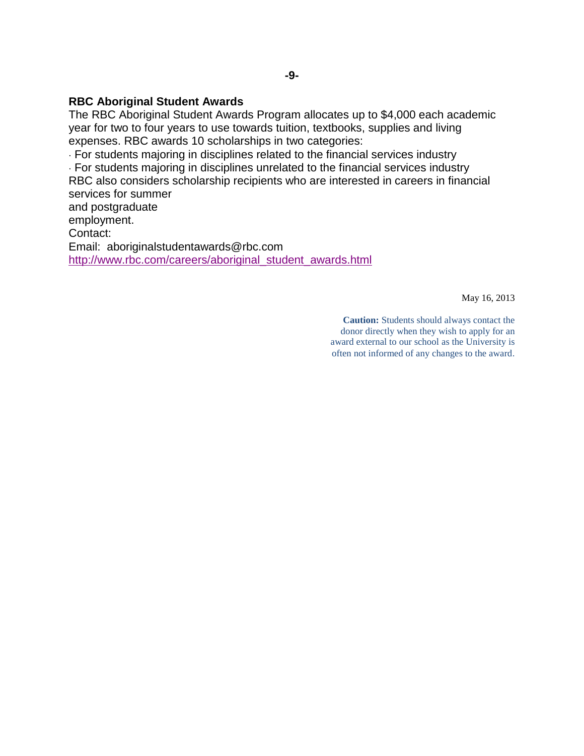### RBC Aboriginal Student Awards

The RBC Aboriginal Student Awards Program allocates up to $4,000 each academic year for two to four years to use towards tuition, textbooks, supplies and living expenses. RBC awards 10 scholarships in two categories:

- For students majoring in disciplines related to the financial services industry
- For students majoring in disciplines unrelated to the financial services industry

RBC also considers scholarship recipients who are interested in careers in financial services for summer and postgraduate employment.

Contact:
Email: aboriginalstudentawards@rbc.com
http://www.rbc.com/careers/aboriginal_student_awards.html

May 16, 2013

**Caution:** Students should always contact the donor directly when they wish to apply for an award external to our school as the University is often not informed of any changes to the award.